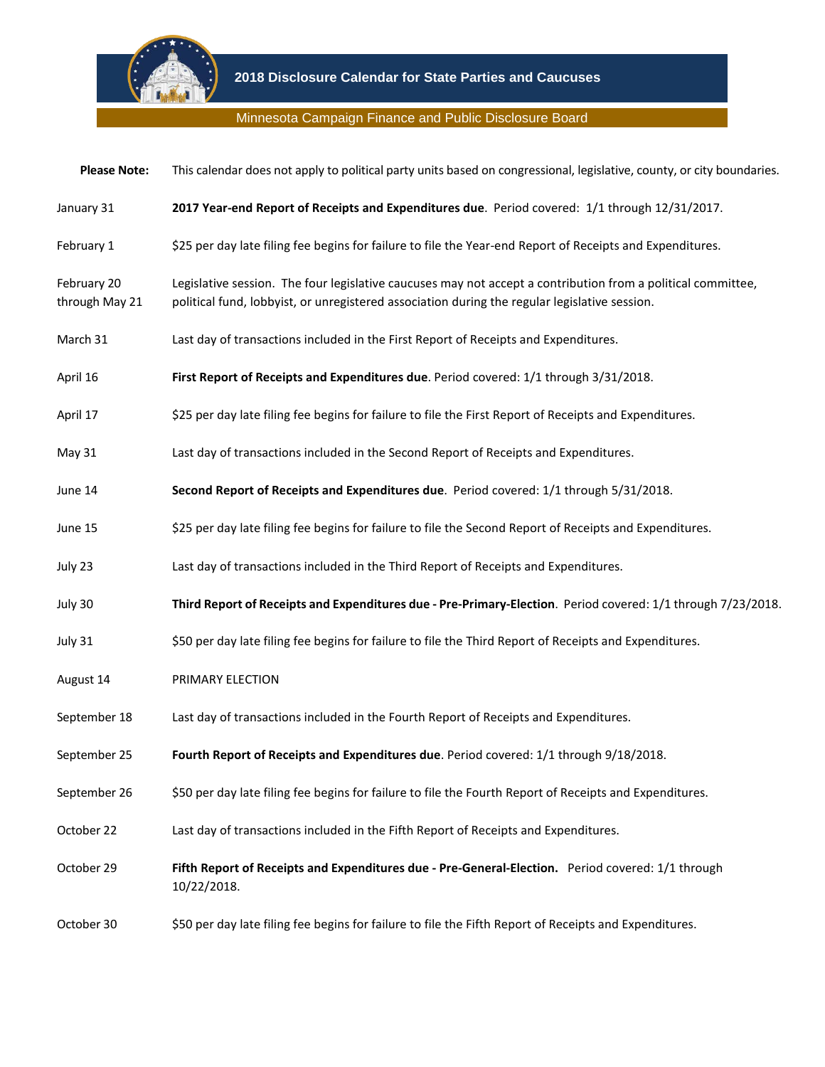# 2018 Disclosure Calendar for State Parties and Caucuses

## Minnesota Campaign Finance and Public Disclosure Board

**Please Note:** This calendar does not apply to political party units based on congressional, legislative, county, or city boundaries.

| | |
|---|---|
| January 31 | **2017 Year-end Report of Receipts and Expenditures due**. Period covered: 1/1 through 12/31/2017. |
| February 1 | $25 per day late filing fee begins for failure to file the Year-end Report of Receipts and Expenditures. |
| February 20 through May 21 | Legislative session. The four legislative caucuses may not accept a contribution from a political committee, political fund, lobbyist, or unregistered association during the regular legislative session. |
| March 31 | Last day of transactions included in the First Report of Receipts and Expenditures. |
| April 16 | **First Report of Receipts and Expenditures due**. Period covered: 1/1 through 3/31/2018. |
| April 17 | $25 per day late filing fee begins for failure to file the First Report of Receipts and Expenditures. |
| May 31 | Last day of transactions included in the Second Report of Receipts and Expenditures. |
| June 14 | **Second Report of Receipts and Expenditures due**. Period covered: 1/1 through 5/31/2018. |
| June 15 | $25 per day late filing fee begins for failure to file the Second Report of Receipts and Expenditures. |
| July 23 | Last day of transactions included in the Third Report of Receipts and Expenditures. |
| July 30 | **Third Report of Receipts and Expenditures due - Pre-Primary-Election**. Period covered: 1/1 through 7/23/2018. |
| July 31 | $50 per day late filing fee begins for failure to file the Third Report of Receipts and Expenditures. |
| August 14 | PRIMARY ELECTION |
| September 18 | Last day of transactions included in the Fourth Report of Receipts and Expenditures. |
| September 25 | **Fourth Report of Receipts and Expenditures due**. Period covered: 1/1 through 9/18/2018. |
| September 26 | $50 per day late filing fee begins for failure to file the Fourth Report of Receipts and Expenditures. |
| October 22 | Last day of transactions included in the Fifth Report of Receipts and Expenditures. |
| October 29 | **Fifth Report of Receipts and Expenditures due - Pre-General-Election.** Period covered: 1/1 through 10/22/2018. |
| October 30 | $50 per day late filing fee begins for failure to file the Fifth Report of Receipts and Expenditures. |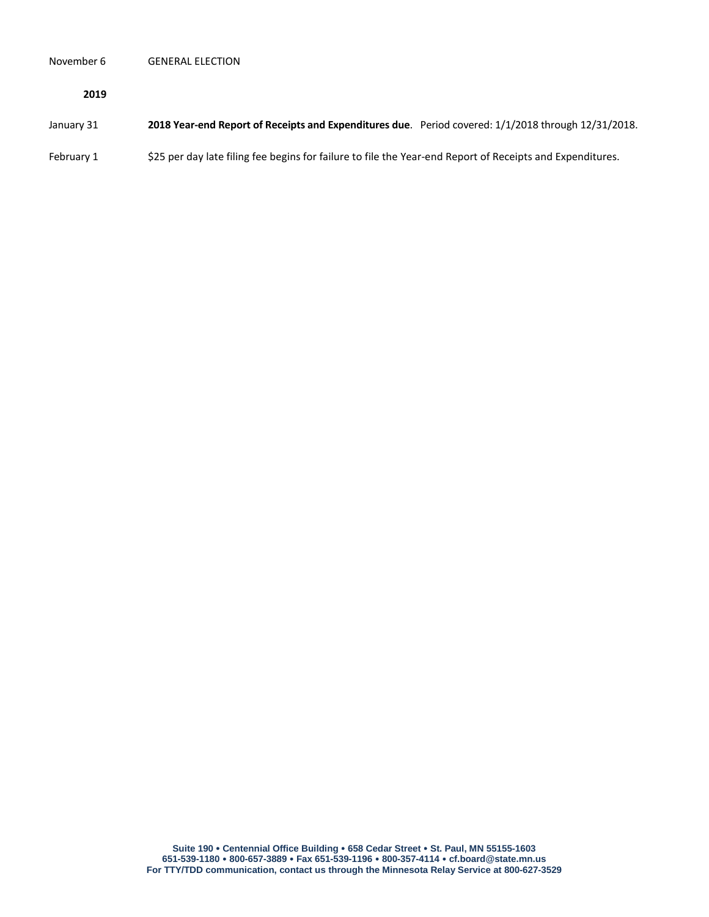| | |
|---|---|
| November 6 | GENERAL ELECTION |
| **2019** | |
| January 31 | **2018 Year-end Report of Receipts and Expenditures due**. Period covered: 1/1/2018 through 12/31/2018. |
| February 1 | $25 per day late filing fee begins for failure to file the Year-end Report of Receipts and Expenditures. |

**Suite 190 • Centennial Office Building • 658 Cedar Street • St. Paul, MN 55155-1603**
**651-539-1180 • 800-657-3889 • Fax 651-539-1196 • 800-357-4114 • cf.board@state.mn.us**
**For TTY/TDD communication, contact us through the Minnesota Relay Service at 800-627-3529**